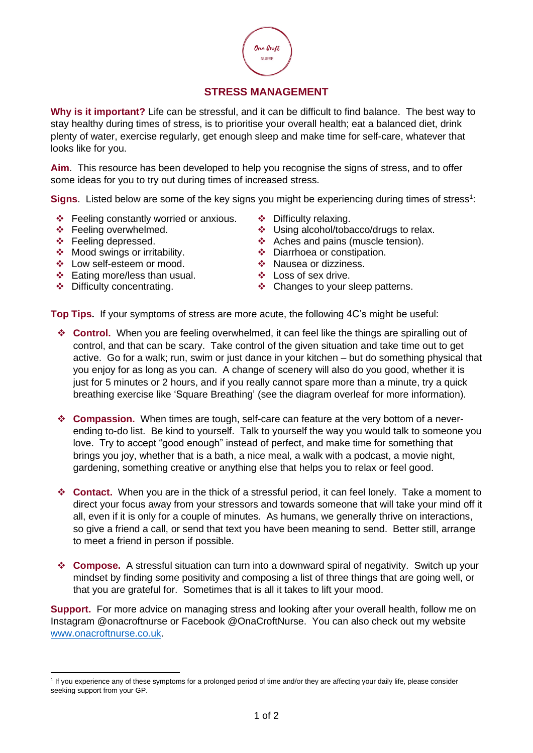# STRESS MANAGEMENT

**Why is it important?** Life can be stressful, and it can be difficult to find balance. The best way to stay healthy during times of stress, is to prioritise your overall health; eat a balanced diet, drink plenty of water, exercise regularly, get enough sleep and make time for self-care, whatever that looks like for you.

**Aim**. This resource has been developed to help you recognise the signs of stress, and to offer some ideas for you to try out during times of increased stress.

**Signs**. Listed below are some of the key signs you might be experiencing during times of stress[1]:

- Feeling constantly worried or anxious.
- Feeling overwhelmed.
- Feeling depressed.
- Mood swings or irritability.
- Low self-esteem or mood.
- Eating more/less than usual.
- Difficulty concentrating.
- Difficulty relaxing.
- Using alcohol/tobacco/drugs to relax.
- Aches and pains (muscle tension).
- Diarrhoea or constipation.
- Nausea or dizziness.
- Loss of sex drive.
- Changes to your sleep patterns.

**Top Tips.** If your symptoms of stress are more acute, the following 4C's might be useful:

- **Control.** When you are feeling overwhelmed, it can feel like the things are spiralling out of control, and that can be scary. Take control of the given situation and take time out to get active. Go for a walk; run, swim or just dance in your kitchen – but do something physical that you enjoy for as long as you can. A change of scenery will also do you good, whether it is just for 5 minutes or 2 hours, and if you really cannot spare more than a minute, try a quick breathing exercise like 'Square Breathing' (see the diagram overleaf for more information).

- **Compassion.** When times are tough, self-care can feature at the very bottom of a never-ending to-do list. Be kind to yourself. Talk to yourself the way you would talk to someone you love. Try to accept "good enough" instead of perfect, and make time for something that brings you joy, whether that is a bath, a nice meal, a walk with a podcast, a movie night, gardening, something creative or anything else that helps you to relax or feel good.

- **Contact.** When you are in the thick of a stressful period, it can feel lonely. Take a moment to direct your focus away from your stressors and towards someone that will take your mind off it all, even if it is only for a couple of minutes. As humans, we generally thrive on interactions, so give a friend a call, or send that text you have been meaning to send. Better still, arrange to meet a friend in person if possible.

- **Compose.** A stressful situation can turn into a downward spiral of negativity. Switch up your mindset by finding some positivity and composing a list of three things that are going well, or that you are grateful for. Sometimes that is all it takes to lift your mood.

**Support.** For more advice on managing stress and looking after your overall health, follow me on Instagram @onacroftnurse or Facebook @OnaCroftNurse. You can also check out my website [www.onacroftnurse.co.uk](http://www.onacroftnurse.co.uk).

[1] If you experience any of these symptoms for a prolonged period of time and/or they are affecting your daily life, please consider seeking support from your GP.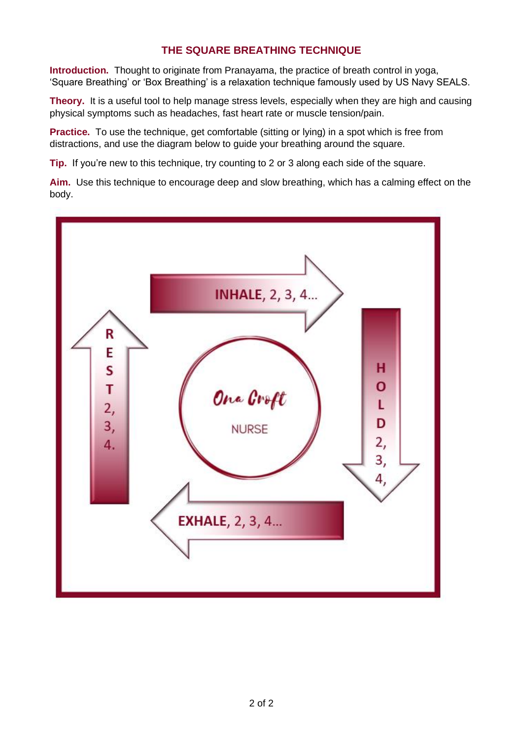# THE SQUARE BREATHING TECHNIQUE

**Introduction.** Thought to originate from Pranayama, the practice of breath control in yoga, 'Square Breathing' or 'Box Breathing' is a relaxation technique famously used by US Navy SEALS.

**Theory.** It is a useful tool to help manage stress levels, especially when they are high and causing physical symptoms such as headaches, fast heart rate or muscle tension/pain.

**Practice.** To use the technique, get comfortable (sitting or lying) in a spot which is free from distractions, and use the diagram below to guide your breathing around the square.

**Tip.** If you're new to this technique, try counting to 2 or 3 along each side of the square.

**Aim.** Use this technique to encourage deep and slow breathing, which has a calming effect on the body.

INHALE, 2, 3, 4...

HOLD 2, 3, 4,

EXHALE, 2, 3, 4...

REST 2, 3, 4.

One Croft

NURSE